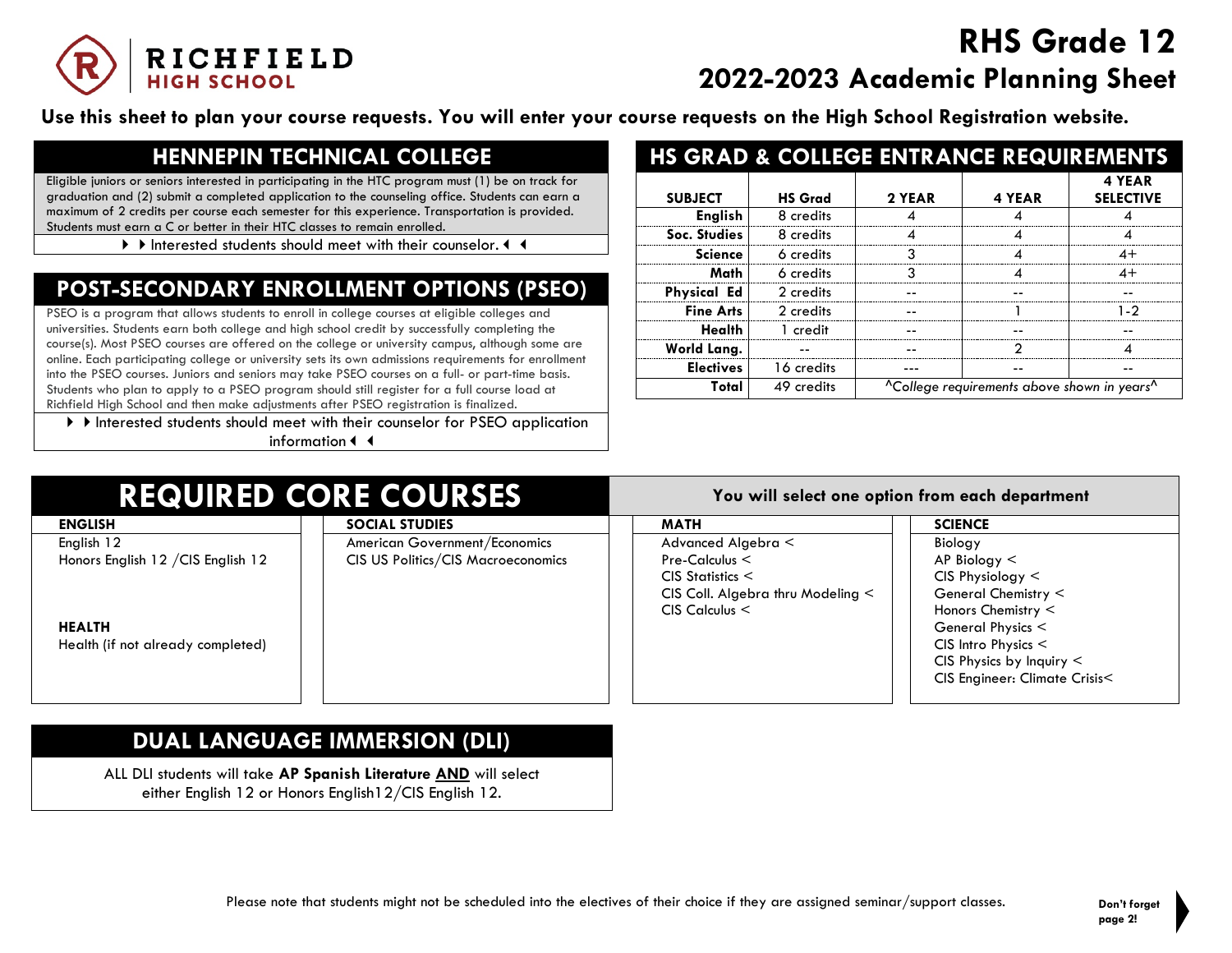# RICHFIELD HIGH SCHOOL

# RHS Grade 12
## 2022-2023 Academic Planning Sheet

**Use this sheet to plan your course requests. You will enter your course requests on the High School Registration website.**

## HENNEPIN TECHNICAL COLLEGE

Eligible juniors or seniors interested in participating in the HTC program must (1) be on track for graduation and (2) submit a completed application to the counseling office. Students can earn a maximum of 2 credits per course each semester for this experience. Transportation is provided. Students must earn a C or better in their HTC classes to remain enrolled.

▶ ▶ Interested students should meet with their counselor. ◀ ◀

## POST-SECONDARY ENROLLMENT OPTIONS (PSEO)

PSEO is a program that allows students to enroll in college courses at eligible colleges and universities. Students earn both college and high school credit by successfully completing the course(s). Most PSEO courses are offered on the college or university campus, although some are online. Each participating college or university sets its own admissions requirements for enrollment into the PSEO courses. Juniors and seniors may take PSEO courses on a full- or part-time basis. Students who plan to apply to a PSEO program should still register for a full course load at Richfield High School and then make adjustments after PSEO registration is finalized.

▶ ▶ Interested students should meet with their counselor for PSEO application information ◀ ◀

## HS GRAD & COLLEGE ENTRANCE REQUIREMENTS

| SUBJECT | HS Grad | 2 YEAR | 4 YEAR | 4 YEAR SELECTIVE |
|---|---|---|---|---|
| English | 8 credits | 4 | 4 | 4 |
| Soc. Studies | 8 credits | 4 | 4 | 4 |
| Science | 6 credits | 3 | 4 | 4+ |
| Math | 6 credits | 3 | 4 | 4+ |
| Physical Ed | 2 credits | -- | -- | -- |
| Fine Arts | 2 credits | -- | 1 | 1-2 |
| Health | 1 credit | -- | -- | -- |
| World Lang. | -- | -- | 2 | 4 |
| Electives | 16 credits | --- | -- | -- |
| Total | 49 credits | ^College requirements above shown in years^ | | |

## REQUIRED CORE COURSES

**You will select one option from each department**

**ENGLISH**
- English 12
- Honors English 12 /CIS English 12

**HEALTH**
- Health (if not already completed)

**SOCIAL STUDIES**
- American Government/Economics
- CIS US Politics/CIS Macroeconomics

**MATH**
- Advanced Algebra <
- Pre-Calculus <
- CIS Statistics <
- CIS Coll. Algebra thru Modeling <
- CIS Calculus <

**SCIENCE**
- Biology
- AP Biology <
- CIS Physiology <
- General Chemistry <
- Honors Chemistry <
- General Physics <
- CIS Intro Physics <
- CIS Physics by Inquiry <
- CIS Engineer: Climate Crisis<

## DUAL LANGUAGE IMMERSION (DLI)

ALL DLI students will take **AP Spanish Literature** **AND** will select either English 12 or Honors English12/CIS English 12.

Please note that students might not be scheduled into the electives of their choice if they are assigned seminar/support classes.

**Don't forget page 2!**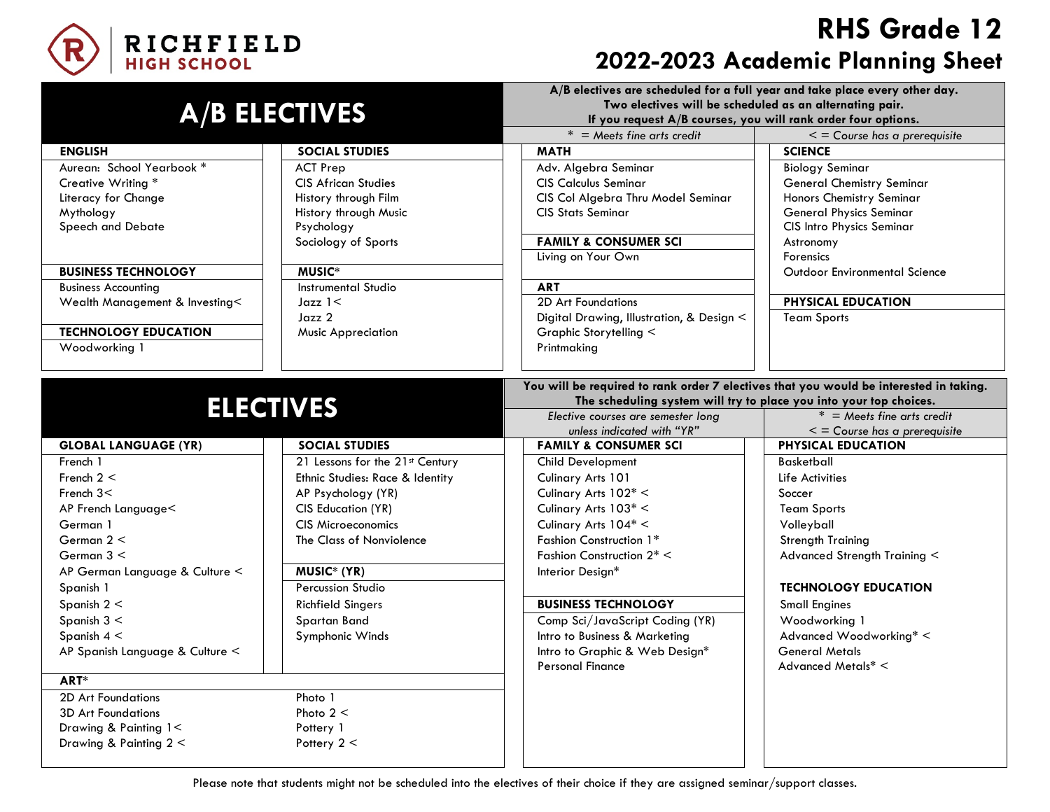# RHS Grade 12
# 2022-2023 Academic Planning Sheet

RICHFIELD HIGH SCHOOL

## A/B ELECTIVES

**A/B electives are scheduled for a full year and take place every other day. Two electives will be scheduled as an alternating pair. If you request A/B courses, you will rank order four options.**

*\* = Meets fine arts credit*

*< = Course has a prerequisite*

### ENGLISH
- Aurean: School Yearbook *
- Creative Writing *
- Literacy for Change
- Mythology
- Speech and Debate

### BUSINESS TECHNOLOGY
- Business Accounting
- Wealth Management & Investing<

### TECHNOLOGY EDUCATION
- Woodworking 1

### SOCIAL STUDIES
- ACT Prep
- CIS African Studies
- History through Film
- History through Music
- Psychology
- Sociology of Sports

### MUSIC*
- Instrumental Studio
- Jazz 1<
- Jazz 2
- Music Appreciation

### MATH
- Adv. Algebra Seminar
- CIS Calculus Seminar
- CIS Col Algebra Thru Model Seminar
- CIS Stats Seminar

### FAMILY & CONSUMER SCI
- Living on Your Own

### ART
- 2D Art Foundations
- Digital Drawing, Illustration, & Design <
- Graphic Storytelling <
- Printmaking

### SCIENCE
- Biology Seminar
- General Chemistry Seminar
- Honors Chemistry Seminar
- General Physics Seminar
- CIS Intro Physics Seminar
- Astronomy
- Forensics
- Outdoor Environmental Science

### PHYSICAL EDUCATION
- Team Sports

## ELECTIVES

**You will be required to rank order 7 electives that you would be interested in taking. The scheduling system will try to place you into your top choices.**

*Elective courses are semester long unless indicated with "YR"*

*\* = Meets fine arts credit*

*< = Course has a prerequisite*

### GLOBAL LANGUAGE (YR)
- French 1
- French 2 <
- French 3<
- AP French Language<
- German 1
- German 2 <
- German 3 <
- AP German Language & Culture <
- Spanish 1
- Spanish 2 <
- Spanish 3 <
- Spanish 4 <
- AP Spanish Language & Culture <

### SOCIAL STUDIES
- 21 Lessons for the 21st Century
- Ethnic Studies: Race & Identity
- AP Psychology (YR)
- CIS Education (YR)
- CIS Microeconomics
- The Class of Nonviolence

### MUSIC* (YR)
- Percussion Studio
- Richfield Singers
- Spartan Band
- Symphonic Winds

### ART*
- 2D Art Foundations
- 3D Art Foundations
- Drawing & Painting 1<
- Drawing & Painting 2 <
- Photo 1
- Photo 2 <
- Pottery 1
- Pottery 2 <

### FAMILY & CONSUMER SCI
- Child Development
- Culinary Arts 101
- Culinary Arts 102* <
- Culinary Arts 103* <
- Culinary Arts 104* <
- Fashion Construction 1*
- Fashion Construction 2* <
- Interior Design*

### BUSINESS TECHNOLOGY
- Comp Sci/JavaScript Coding (YR)
- Intro to Business & Marketing
- Intro to Graphic & Web Design*
- Personal Finance

### PHYSICAL EDUCATION
- Basketball
- Life Activities
- Soccer
- Team Sports
- Volleyball
- Strength Training
- Advanced Strength Training <

### TECHNOLOGY EDUCATION
- Small Engines
- Woodworking 1
- Advanced Woodworking* <
- General Metals
- Advanced Metals* <

Please note that students might not be scheduled into the electives of their choice if they are assigned seminar/support classes.